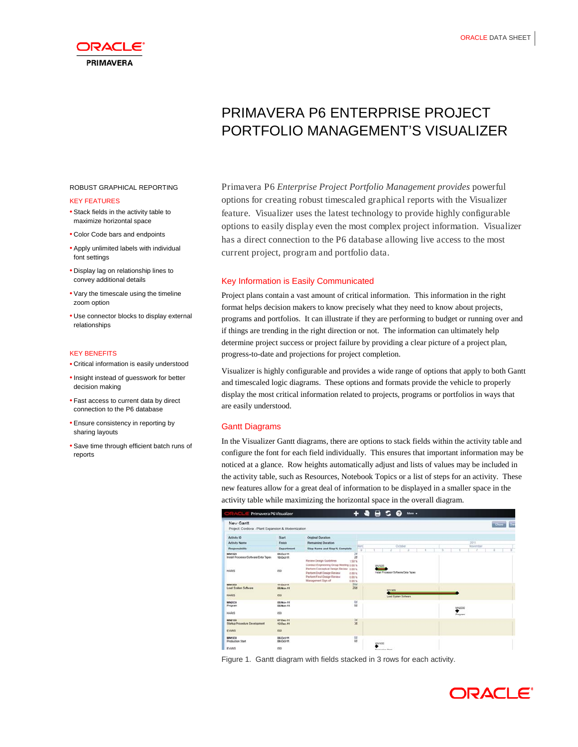ORACLE

PRIMAVERA

ORACLE DATA SHEET

# PRIMAVERA P6 ENTERPRISE PROJECT PORTFOLIO MANAGEMENT'S VISUALIZER

ROBUST GRAPHICAL REPORTING

KEY FEATURES

- Stack fields in the activity table to maximize horizontal space
- Color Code bars and endpoints
- Apply unlimited labels with individual font settings
- Display lag on relationship lines to convey additional details
- Vary the timescale using the timeline zoom option
- Use connector blocks to display external relationships

KEY BENEFITS

- Critical information is easily understood
- Insight instead of guesswork for better decision making
- Fast access to current data by direct connection to the P6 database
- Ensure consistency in reporting by sharing layouts
- Save time through efficient batch runs of reports

Primavera P6 *Enterprise Project Portfolio Management provides* powerful options for creating robust timescaled graphical reports with the Visualizer feature. Visualizer uses the latest technology to provide highly configurable options to easily display even the most complex project information. Visualizer has a direct connection to the P6 database allowing live access to the most current project, program and portfolio data.

## Key Information is Easily Communicated

Project plans contain a vast amount of critical information. This information in the right format helps decision makers to know precisely what they need to know about projects, programs and portfolios. It can illustrate if they are performing to budget or running over and if things are trending in the right direction or not. The information can ultimately help determine project success or project failure by providing a clear picture of a project plan, progress-to-date and projections for project completion.

Visualizer is highly configurable and provides a wide range of options that apply to both Gantt and timescaled logic diagrams. These options and formats provide the vehicle to properly display the most critical information related to projects, programs or portfolios in ways that are easily understood.

## Gantt Diagrams

In the Visualizer Gantt diagrams, there are options to stack fields within the activity table and configure the font for each field individually. This ensures that important information may be noticed at a glance. Row heights automatically adjust and lists of values may be included in the activity table, such as Resources, Notebook Topics or a list of steps for an activity. These new features allow for a great deal of information to be displayed in a smaller space in the activity table while maximizing the horizontal space in the overall diagram.

Figure 1. Gantt diagram with fields stacked in 3 rows for each activity.

ORACLE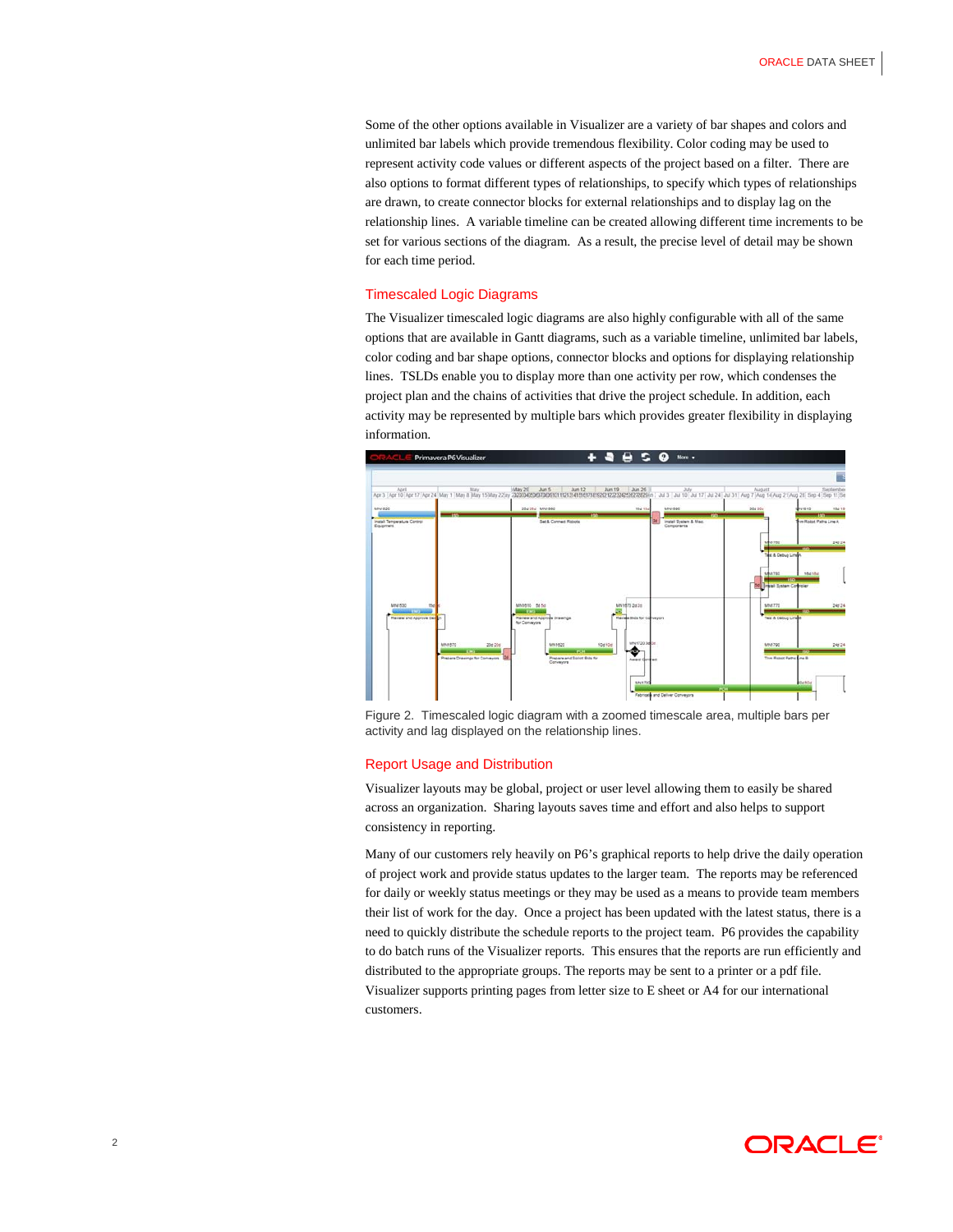Some of the other options available in Visualizer are a variety of bar shapes and colors and unlimited bar labels which provide tremendous flexibility. Color coding may be used to represent activity code values or different aspects of the project based on a filter. There are also options to format different types of relationships, to specify which types of relationships are drawn, to create connector blocks for external relationships and to display lag on the relationship lines. A variable timeline can be created allowing different time increments to be set for various sections of the diagram. As a result, the precise level of detail may be shown for each time period.

## Timescaled Logic Diagrams

The Visualizer timescaled logic diagrams are also highly configurable with all of the same options that are available in Gantt diagrams, such as a variable timeline, unlimited bar labels, color coding and bar shape options, connector blocks and options for displaying relationship lines. TSLDs enable you to display more than one activity per row, which condenses the project plan and the chains of activities that drive the project schedule. In addition, each activity may be represented by multiple bars which provides greater flexibility in displaying information.

Figure 2. Timescaled logic diagram with a zoomed timescale area, multiple bars per activity and lag displayed on the relationship lines.

## Report Usage and Distribution

Visualizer layouts may be global, project or user level allowing them to easily be shared across an organization. Sharing layouts saves time and effort and also helps to support consistency in reporting.

Many of our customers rely heavily on P6's graphical reports to help drive the daily operation of project work and provide status updates to the larger team. The reports may be referenced for daily or weekly status meetings or they may be used as a means to provide team members their list of work for the day. Once a project has been updated with the latest status, there is a need to quickly distribute the schedule reports to the project team. P6 provides the capability to do batch runs of the Visualizer reports. This ensures that the reports are run efficiently and distributed to the appropriate groups. The reports may be sent to a printer or a pdf file. Visualizer supports printing pages from letter size to E sheet or A4 for our international customers.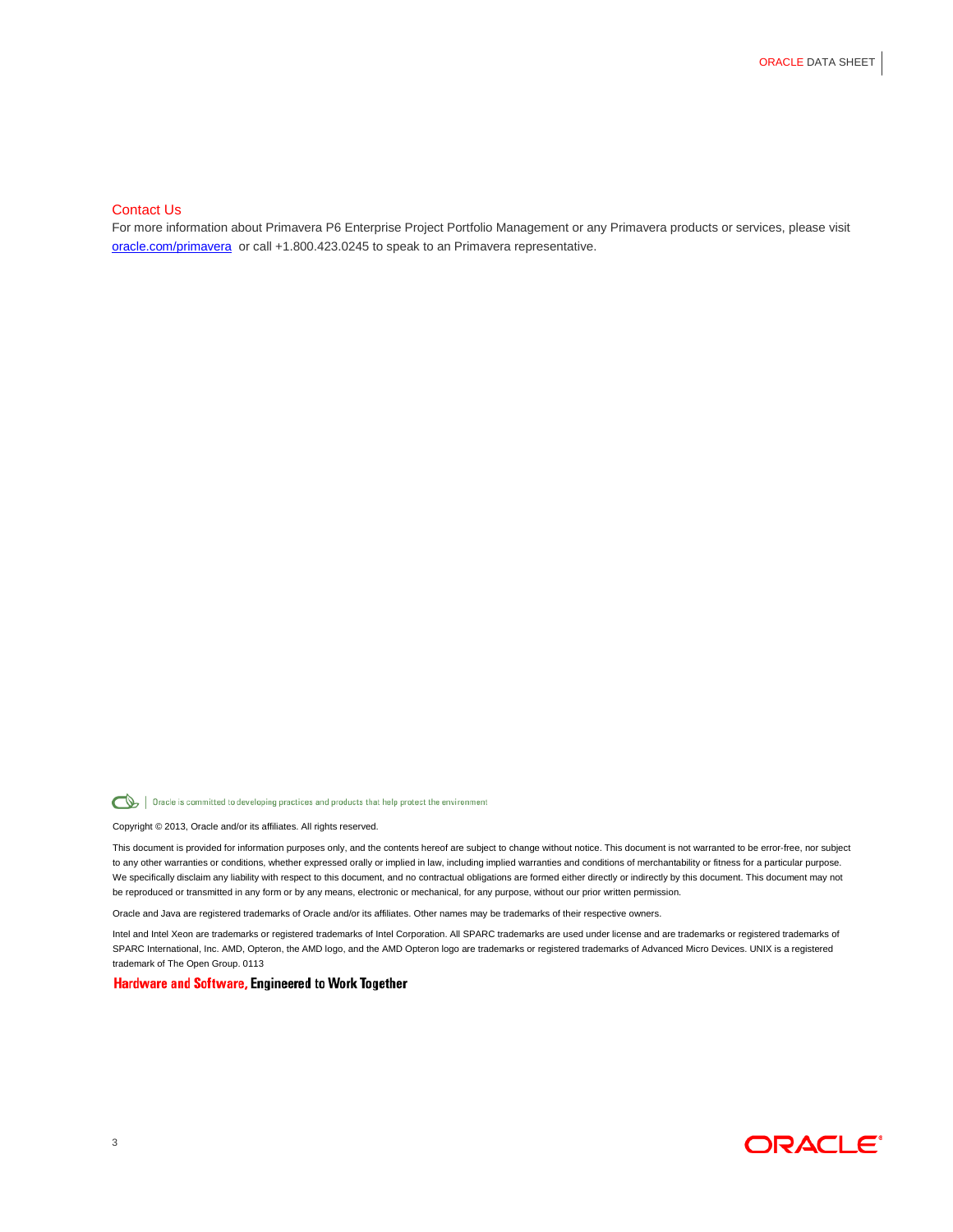## Contact Us

For more information about Primavera P6 Enterprise Project Portfolio Management or any Primavera products or services, please visit [oracle.com/primavera](http://oracle.com/primavera) or call +1.800.423.0245 to speak to an Primavera representative.

Oracle is committed to developing practices and products that help protect the environment

Copyright © 2013, Oracle and/or its affiliates. All rights reserved.

This document is provided for information purposes only, and the contents hereof are subject to change without notice. This document is not warranted to be error-free, nor subject to any other warranties or conditions, whether expressed orally or implied in law, including implied warranties and conditions of merchantability or fitness for a particular purpose. We specifically disclaim any liability with respect to this document, and no contractual obligations are formed either directly or indirectly by this document. This document may not be reproduced or transmitted in any form or by any means, electronic or mechanical, for any purpose, without our prior written permission.

Oracle and Java are registered trademarks of Oracle and/or its affiliates. Other names may be trademarks of their respective owners.

Intel and Intel Xeon are trademarks or registered trademarks of Intel Corporation. All SPARC trademarks are used under license and are trademarks or registered trademarks of SPARC International, Inc. AMD, Opteron, the AMD logo, and the AMD Opteron logo are trademarks or registered trademarks of Advanced Micro Devices. UNIX is a registered trademark of The Open Group. 0113

**Hardware and Software, Engineered to Work Together**